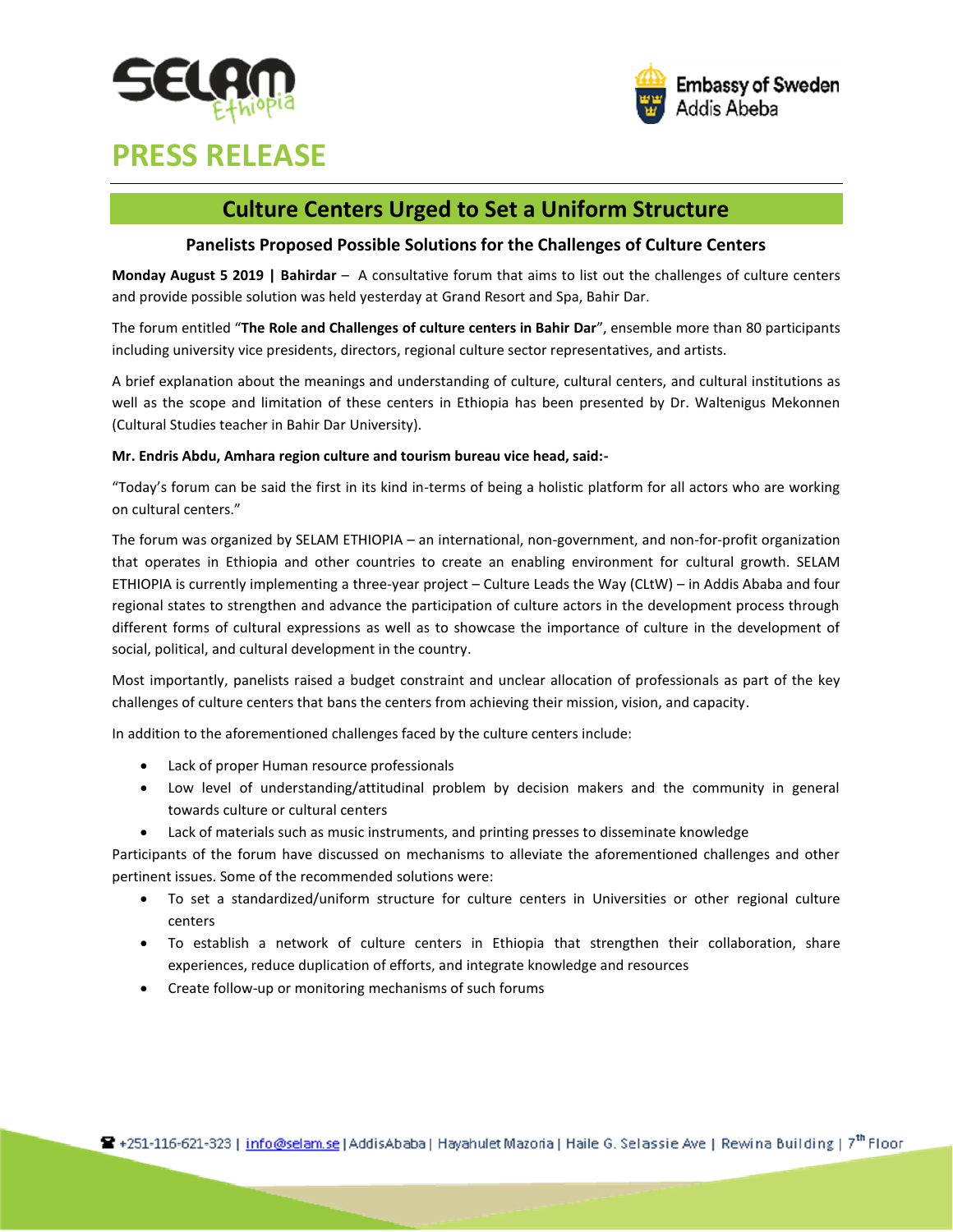# PRESS RELEASE

## Culture Centers Urged to Set a Uniform Structure

### Panelists Proposed Possible Solutions for the Challenges of Culture Centers

**Monday August 5 2019 | Bahirdar** – A consultative forum that aims to list out the challenges of culture centers and provide possible solution was held yesterday at Grand Resort and Spa, Bahir Dar.

The forum entitled "**The Role and Challenges of culture centers in Bahir Dar**", ensemble more than 80 participants including university vice presidents, directors, regional culture sector representatives, and artists.

A brief explanation about the meanings and understanding of culture, cultural centers, and cultural institutions as well as the scope and limitation of these centers in Ethiopia has been presented by Dr. Waltenigus Mekonnen (Cultural Studies teacher in Bahir Dar University).

**Mr. Endris Abdu, Amhara region culture and tourism bureau vice head, said:-**

"Today's forum can be said the first in its kind in-terms of being a holistic platform for all actors who are working on cultural centers."

The forum was organized by SELAM ETHIOPIA – an international, non-government, and non-for-profit organization that operates in Ethiopia and other countries to create an enabling environment for cultural growth. SELAM ETHIOPIA is currently implementing a three-year project – Culture Leads the Way (CLtW) – in Addis Ababa and four regional states to strengthen and advance the participation of culture actors in the development process through different forms of cultural expressions as well as to showcase the importance of culture in the development of social, political, and cultural development in the country.

Most importantly, panelists raised a budget constraint and unclear allocation of professionals as part of the key challenges of culture centers that bans the centers from achieving their mission, vision, and capacity.

In addition to the aforementioned challenges faced by the culture centers include:

- Lack of proper Human resource professionals
- Low level of understanding/attitudinal problem by decision makers and the community in general towards culture or cultural centers
- Lack of materials such as music instruments, and printing presses to disseminate knowledge

Participants of the forum have discussed on mechanisms to alleviate the aforementioned challenges and other pertinent issues. Some of the recommended solutions were:

- To set a standardized/uniform structure for culture centers in Universities or other regional culture centers
- To establish a network of culture centers in Ethiopia that strengthen their collaboration, share experiences, reduce duplication of efforts, and integrate knowledge and resources
- Create follow-up or monitoring mechanisms of such forums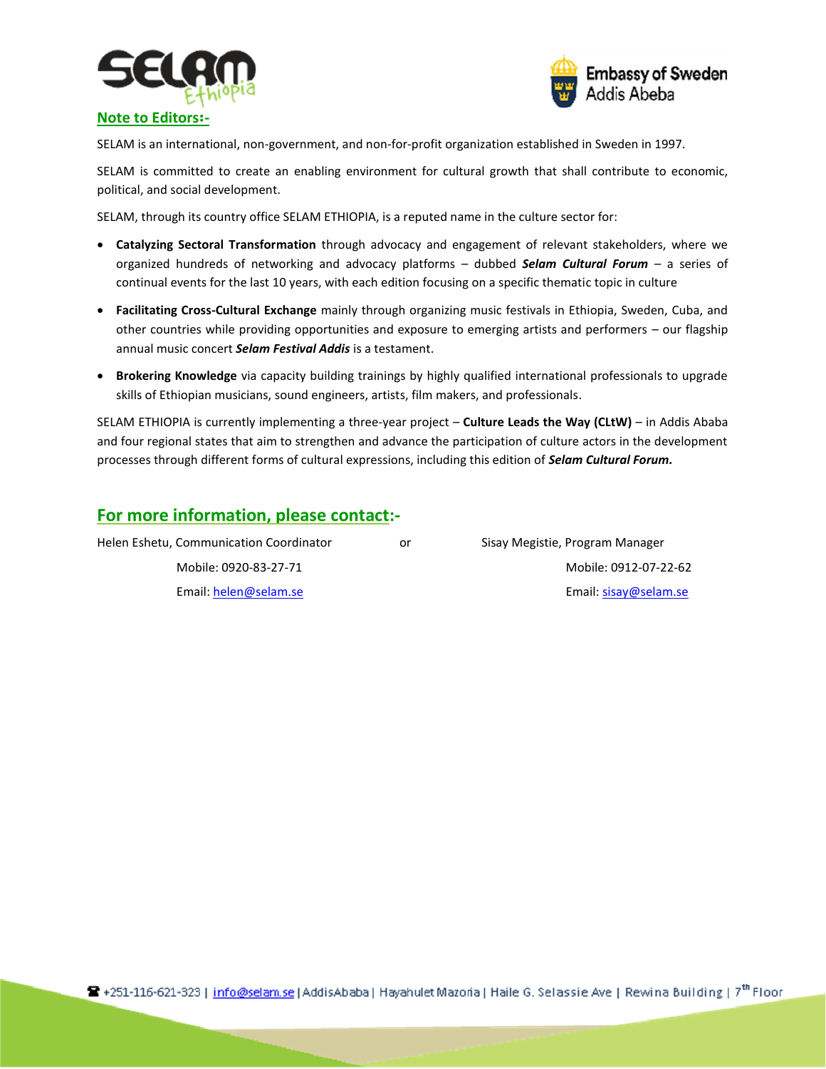## Note to Editors:-

SELAM is an international, non-government, and non-for-profit organization established in Sweden in 1997.

SELAM is committed to create an enabling environment for cultural growth that shall contribute to economic, political, and social development.

SELAM, through its country office SELAM ETHIOPIA, is a reputed name in the culture sector for:

- **Catalyzing Sectoral Transformation** through advocacy and engagement of relevant stakeholders, where we organized hundreds of networking and advocacy platforms – dubbed ***Selam Cultural Forum*** – a series of continual events for the last 10 years, with each edition focusing on a specific thematic topic in culture
- **Facilitating Cross-Cultural Exchange** mainly through organizing music festivals in Ethiopia, Sweden, Cuba, and other countries while providing opportunities and exposure to emerging artists and performers – our flagship annual music concert ***Selam Festival Addis*** is a testament.
- **Brokering Knowledge** via capacity building trainings by highly qualified international professionals to upgrade skills of Ethiopian musicians, sound engineers, artists, film makers, and professionals.

SELAM ETHIOPIA is currently implementing a three-year project – **Culture Leads the Way (CLtW)** – in Addis Ababa and four regional states that aim to strengthen and advance the participation of culture actors in the development processes through different forms of cultural expressions, including this edition of ***Selam Cultural Forum.***

## For more information, please contact:-

Helen Eshetu, Communication Coordinator
Mobile: 0920-83-27-71
Email: helen@selam.se

or

Sisay Megistie, Program Manager
Mobile: 0912-07-22-62
Email: sisay@selam.se

+251-116-621-323 | info@selam.se | AddisAbaba | Hayahulet Mazoria | Haile G. Selassie Ave | Rewina Building | 7th Floor